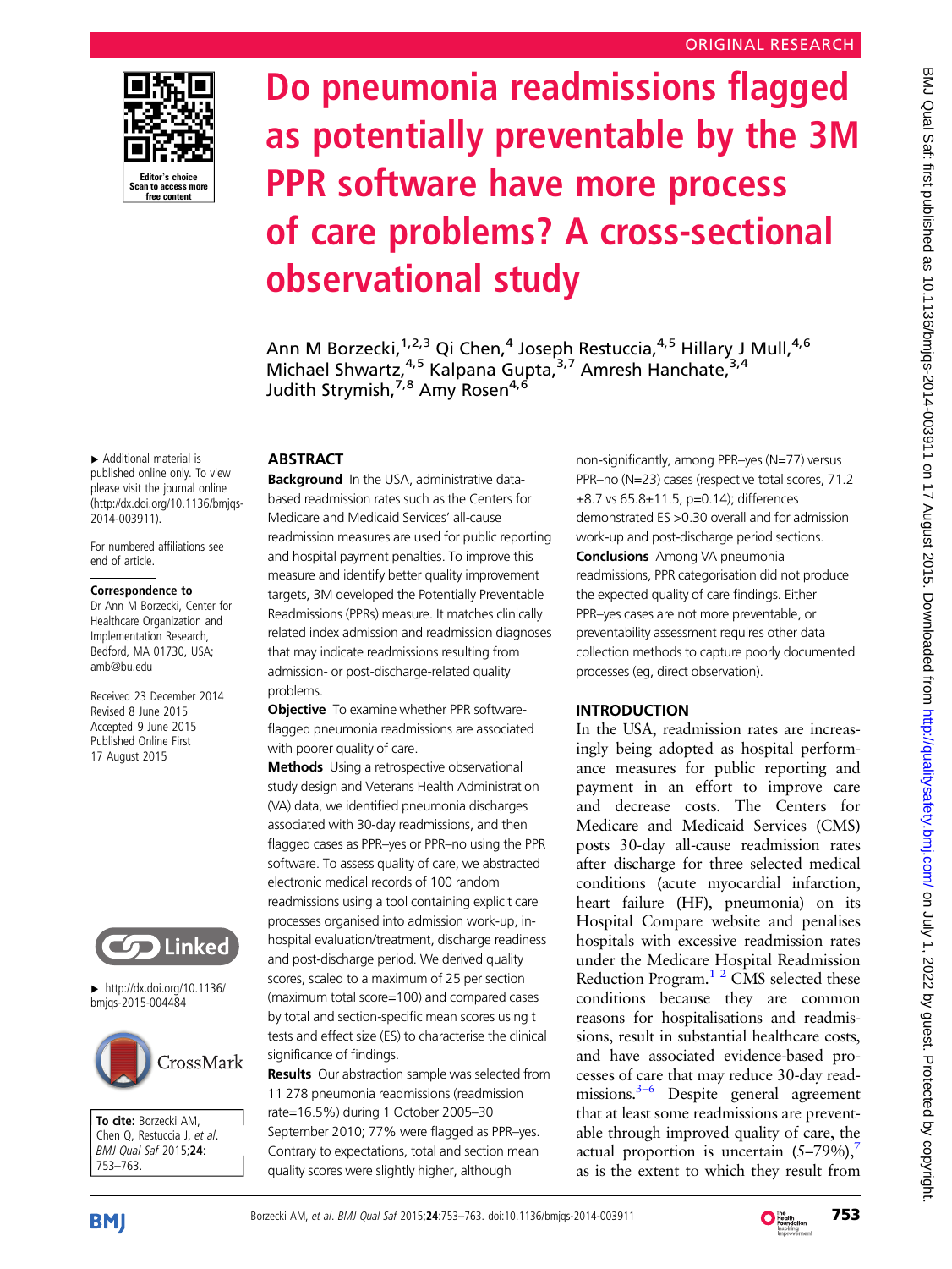ORIGINAL RESEARCH

# Do pneumonia readmissions flagged as potentially preventable by the 3M PPR software have more process of care problems? A cross-sectional observational study

Ann M Borzecki,[1,2,3] Qi Chen,[4] Joseph Restuccia,[4,5] Hillary J Mull,[4,6] Michael Shwartz,[4,5] Kalpana Gupta,[3,7] Amresh Hanchate,[3,4] Judith Strymish,[7,8] Amy Rosen[4,6]

▸ Additional material is published online only. To view please visit the journal online (http://dx.doi.org/10.1136/bmjqs-2014-003911).

For numbered affiliations see end of article.

**Correspondence to**
Dr Ann M Borzecki, Center for Healthcare Organization and Implementation Research, Bedford, MA 01730, USA; amb@bu.edu

Received 23 December 2014
Revised 8 June 2015
Accepted 9 June 2015
Published Online First 17 August 2015

▸ http://dx.doi.org/10.1136/bmjqs-2015-004484

**To cite:** Borzecki AM, Chen Q, Restuccia J, *et al*. *BMJ Qual Saf* 2015;**24**: 753–763.

## ABSTRACT

**Background** In the USA, administrative data-based readmission rates such as the Centers for Medicare and Medicaid Services' all-cause readmission measures are used for public reporting and hospital payment penalties. To improve this measure and identify better quality improvement targets, 3M developed the Potentially Preventable Readmissions (PPRs) measure. It matches clinically related index admission and readmission diagnoses that may indicate readmissions resulting from admission- or post-discharge-related quality problems.

**Objective** To examine whether PPR software-flagged pneumonia readmissions are associated with poorer quality of care.

**Methods** Using a retrospective observational study design and Veterans Health Administration (VA) data, we identified pneumonia discharges associated with 30-day readmissions, and then flagged cases as PPR–yes or PPR–no using the PPR software. To assess quality of care, we abstracted electronic medical records of 100 random readmissions using a tool containing explicit care processes organised into admission work-up, in-hospital evaluation/treatment, discharge readiness and post-discharge period. We derived quality scores, scaled to a maximum of 25 per section (maximum total score=100) and compared cases by total and section-specific mean scores using t tests and effect size (ES) to characterise the clinical significance of findings.

**Results** Our abstraction sample was selected from 11 278 pneumonia readmissions (readmission rate=16.5%) during 1 October 2005–30 September 2010; 77% were flagged as PPR–yes. Contrary to expectations, total and section mean quality scores were slightly higher, although non-significantly, among PPR–yes (N=77) versus PPR–no (N=23) cases (respective total scores, 71.2 ±8.7 vs 65.8±11.5, p=0.14); differences demonstrated ES >0.30 overall and for admission work-up and post-discharge period sections.

**Conclusions** Among VA pneumonia readmissions, PPR categorisation did not produce the expected quality of care findings. Either PPR–yes cases are not more preventable, or preventability assessment requires other data collection methods to capture poorly documented processes (eg, direct observation).

## INTRODUCTION

In the USA, readmission rates are increasingly being adopted as hospital performance measures for public reporting and payment in an effort to improve care and decrease costs. The Centers for Medicare and Medicaid Services (CMS) posts 30-day all-cause readmission rates after discharge for three selected medical conditions (acute myocardial infarction, heart failure (HF), pneumonia) on its Hospital Compare website and penalises hospitals with excessive readmission rates under the Medicare Hospital Readmission Reduction Program.[1,2] CMS selected these conditions because they are common reasons for hospitalisations and readmissions, result in substantial healthcare costs, and have associated evidence-based processes of care that may reduce 30-day readmissions.[3–6] Despite general agreement that at least some readmissions are preventable through improved quality of care, the actual proportion is uncertain (5–79%),[7] as is the extent to which they result from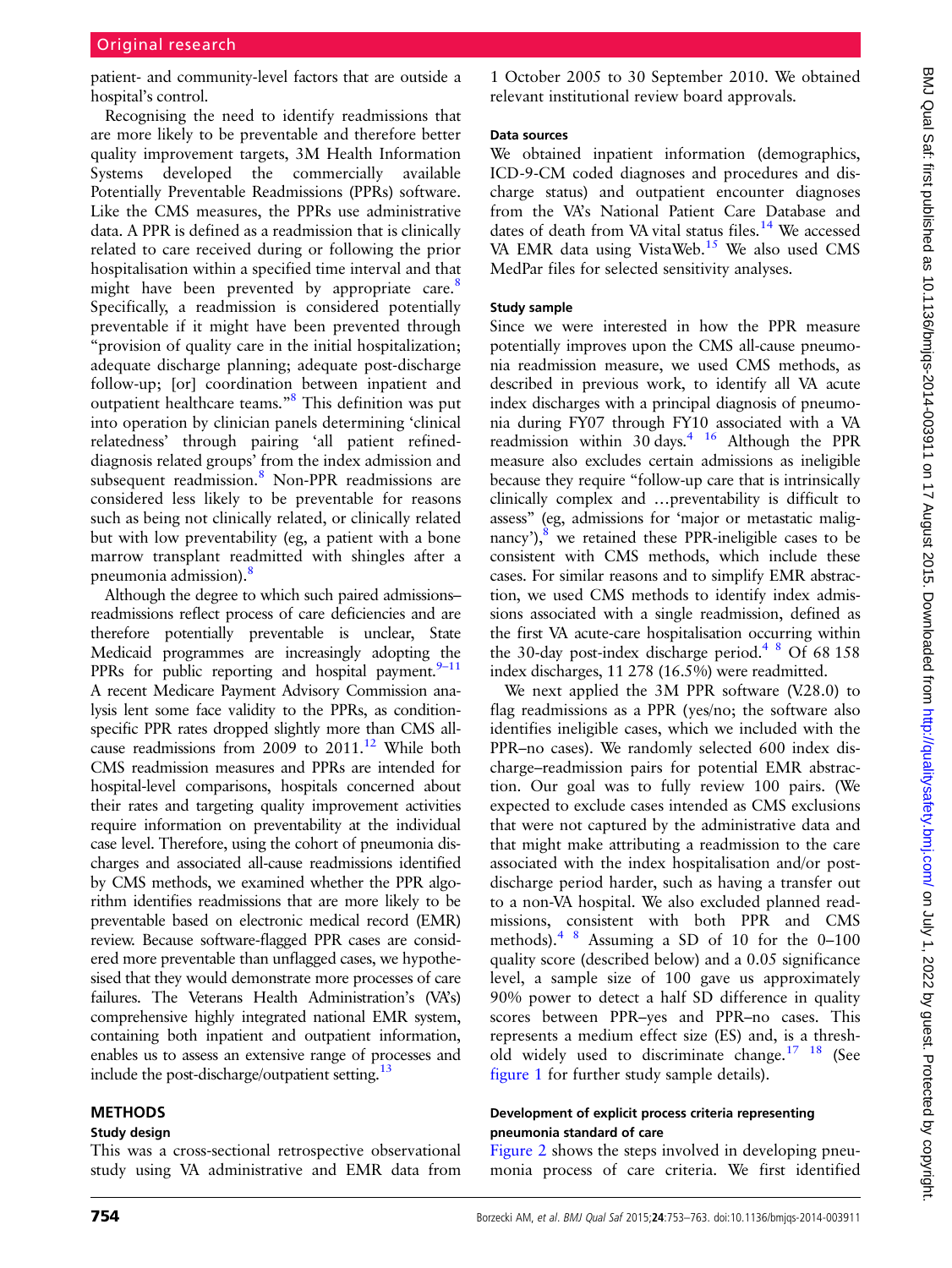patient- and community-level factors that are outside a hospital's control.

Recognising the need to identify readmissions that are more likely to be preventable and therefore better quality improvement targets, 3M Health Information Systems developed the commercially available Potentially Preventable Readmissions (PPRs) software. Like the CMS measures, the PPRs use administrative data. A PPR is defined as a readmission that is clinically related to care received during or following the prior hospitalisation within a specified time interval and that might have been prevented by appropriate care.[8] Specifically, a readmission is considered potentially preventable if it might have been prevented through "provision of quality care in the initial hospitalization; adequate discharge planning; adequate post-discharge follow-up; [or] coordination between inpatient and outpatient healthcare teams."[8] This definition was put into operation by clinician panels determining 'clinical relatedness' through pairing 'all patient refined-diagnosis related groups' from the index admission and subsequent readmission.[8] Non-PPR readmissions are considered less likely to be preventable for reasons such as being not clinically related, or clinically related but with low preventability (eg, a patient with a bone marrow transplant readmitted with shingles after a pneumonia admission).[8]

Although the degree to which such paired admissions–readmissions reflect process of care deficiencies and are therefore potentially preventable is unclear, State Medicaid programmes are increasingly adopting the PPRs for public reporting and hospital payment.[9–11] A recent Medicare Payment Advisory Commission analysis lent some face validity to the PPRs, as condition-specific PPR rates dropped slightly more than CMS all-cause readmissions from 2009 to 2011.[12] While both CMS readmission measures and PPRs are intended for hospital-level comparisons, hospitals concerned about their rates and targeting quality improvement activities require information on preventability at the individual case level. Therefore, using the cohort of pneumonia discharges and associated all-cause readmissions identified by CMS methods, we examined whether the PPR algorithm identifies readmissions that are more likely to be preventable based on electronic medical record (EMR) review. Because software-flagged PPR cases are considered more preventable than unflagged cases, we hypothesised that they would demonstrate more processes of care failures. The Veterans Health Administration's (VA's) comprehensive highly integrated national EMR system, containing both inpatient and outpatient information, enables us to assess an extensive range of processes and include the post-discharge/outpatient setting.[13]

## METHODS

### Study design

This was a cross-sectional retrospective observational study using VA administrative and EMR data from 1 October 2005 to 30 September 2010. We obtained relevant institutional review board approvals.

### Data sources

We obtained inpatient information (demographics, ICD-9-CM coded diagnoses and procedures and discharge status) and outpatient encounter diagnoses from the VA's National Patient Care Database and dates of death from VA vital status files.[14] We accessed VA EMR data using VistaWeb.[15] We also used CMS MedPar files for selected sensitivity analyses.

### Study sample

Since we were interested in how the PPR measure potentially improves upon the CMS all-cause pneumonia readmission measure, we used CMS methods, as described in previous work, to identify all VA acute index discharges with a principal diagnosis of pneumonia during FY07 through FY10 associated with a VA readmission within 30 days.[4,16] Although the PPR measure also excludes certain admissions as ineligible because they require "follow-up care that is intrinsically clinically complex and …preventability is difficult to assess" (eg, admissions for 'major or metastatic malignancy'),[8] we retained these PPR-ineligible cases to be consistent with CMS methods, which include these cases. For similar reasons and to simplify EMR abstraction, we used CMS methods to identify index admissions associated with a single readmission, defined as the first VA acute-care hospitalisation occurring within the 30-day post-index discharge period.[4,8] Of 68 158 index discharges, 11 278 (16.5%) were readmitted.

We next applied the 3M PPR software (V.28.0) to flag readmissions as a PPR (yes/no; the software also identifies ineligible cases, which we included with the PPR–no cases). We randomly selected 600 index discharge–readmission pairs for potential EMR abstraction. Our goal was to fully review 100 pairs. (We expected to exclude cases intended as CMS exclusions that were not captured by the administrative data and that might make attributing a readmission to the care associated with the index hospitalisation and/or post-discharge period harder, such as having a transfer out to a non-VA hospital. We also excluded planned readmissions, consistent with both PPR and CMS methods).[4,8] Assuming a SD of 10 for the 0–100 quality score (described below) and a 0.05 significance level, a sample size of 100 gave us approximately 90% power to detect a half SD difference in quality scores between PPR–yes and PPR–no cases. This represents a medium effect size (ES) and, is a threshold widely used to discriminate change.[17,18] (See figure 1 for further study sample details).

### Development of explicit process criteria representing pneumonia standard of care

Figure 2 shows the steps involved in developing pneumonia process of care criteria. We first identified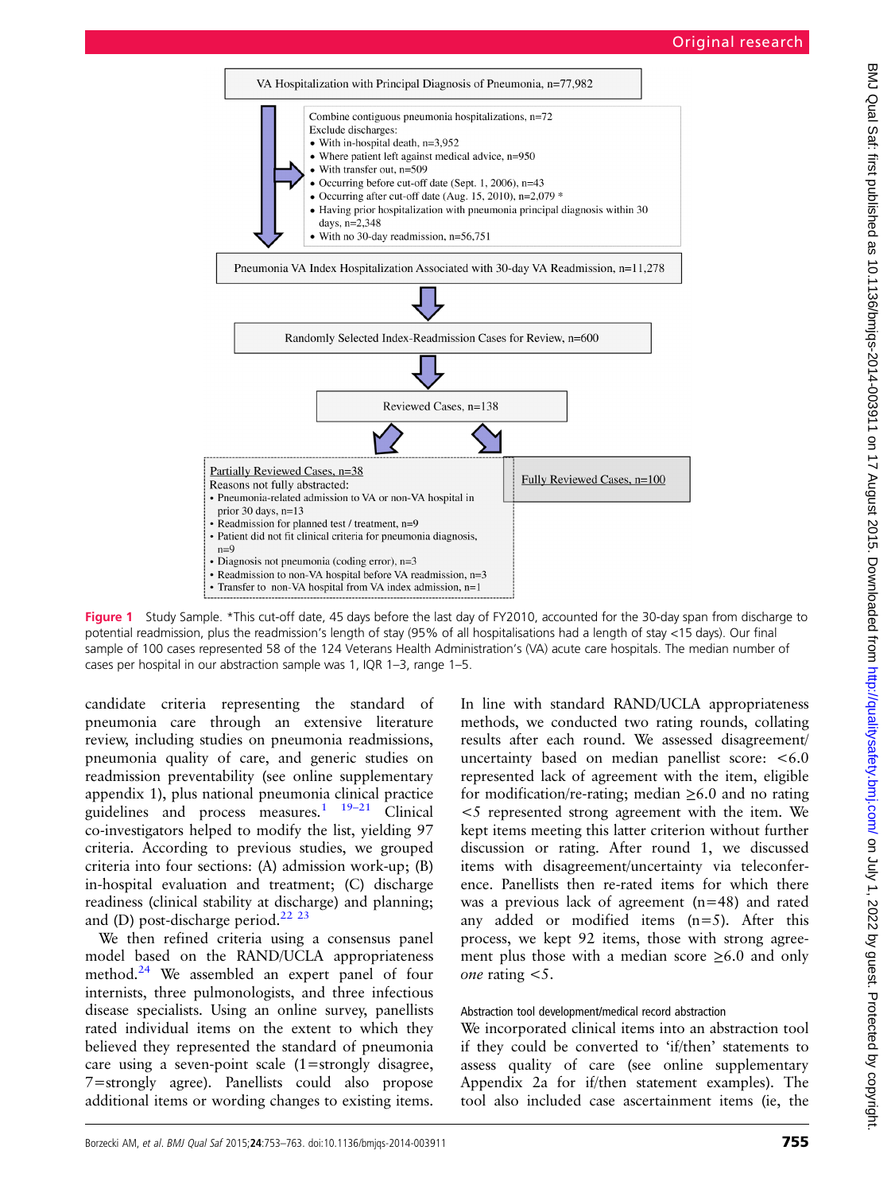VA Hospitalization with Principal Diagnosis of Pneumonia, n=77,982

Combine contiguous pneumonia hospitalizations, n=72
Exclude discharges:
- With in-hospital death, n=3,952
- Where patient left against medical advice, n=950
- With transfer out, n=509
- Occurring before cut-off date (Sept. 1, 2006), n=43
- Occurring after cut-off date (Aug. 15, 2010), n=2,079 *
- Having prior hospitalization with pneumonia principal diagnosis within 30 days, n=2,348
- With no 30-day readmission, n=56,751

Pneumonia VA Index Hospitalization Associated with 30-day VA Readmission, n=11,278

Randomly Selected Index-Readmission Cases for Review, n=600

Reviewed Cases, n=138

Partially Reviewed Cases, n=38
Reasons not fully abstracted:
- Pneumonia-related admission to VA or non-VA hospital in prior 30 days, n=13
- Readmission for planned test / treatment, n=9
- Patient did not fit clinical criteria for pneumonia diagnosis, n=9
- Diagnosis not pneumonia (coding error), n=3
- Readmission to non-VA hospital before VA readmission, n=3
- Transfer to non-VA hospital from VA index admission, n=1

Fully Reviewed Cases, n=100

**Figure 1** Study Sample. *This cut-off date, 45 days before the last day of FY2010, accounted for the 30-day span from discharge to potential readmission, plus the readmission's length of stay (95% of all hospitalisations had a length of stay <15 days). Our final sample of 100 cases represented 58 of the 124 Veterans Health Administration's (VA) acute care hospitals. The median number of cases per hospital in our abstraction sample was 1, IQR 1–3, range 1–5.

candidate criteria representing the standard of pneumonia care through an extensive literature review, including studies on pneumonia readmissions, pneumonia quality of care, and generic studies on readmission preventability (see online supplementary appendix 1), plus national pneumonia clinical practice guidelines and process measures.[1 19–21] Clinical co-investigators helped to modify the list, yielding 97 criteria. According to previous studies, we grouped criteria into four sections: (A) admission work-up; (B) in-hospital evaluation and treatment; (C) discharge readiness (clinical stability at discharge) and planning; and (D) post-discharge period.[22 23]

We then refined criteria using a consensus panel model based on the RAND/UCLA appropriateness method.[24] We assembled an expert panel of four internists, three pulmonologists, and three infectious disease specialists. Using an online survey, panellists rated individual items on the extent to which they believed they represented the standard of pneumonia care using a seven-point scale (1=strongly disagree, 7=strongly agree). Panellists could also propose additional items or wording changes to existing items. In line with standard RAND/UCLA appropriateness methods, we conducted two rating rounds, collating results after each round. We assessed disagreement/uncertainty based on median panellist score: <6.0 represented lack of agreement with the item, eligible for modification/re-rating; median ≥6.0 and no rating <5 represented strong agreement with the item. We kept items meeting this latter criterion without further discussion or rating. After round 1, we discussed items with disagreement/uncertainty via teleconference. Panellists then re-rated items for which there was a previous lack of agreement (n=48) and rated any added or modified items (n=5). After this process, we kept 92 items, those with strong agreement plus those with a median score ≥6.0 and only *one* rating <5.

### Abstraction tool development/medical record abstraction

We incorporated clinical items into an abstraction tool if they could be converted to 'if/then' statements to assess quality of care (see online supplementary Appendix 2a for if/then statement examples). The tool also included case ascertainment items (ie, the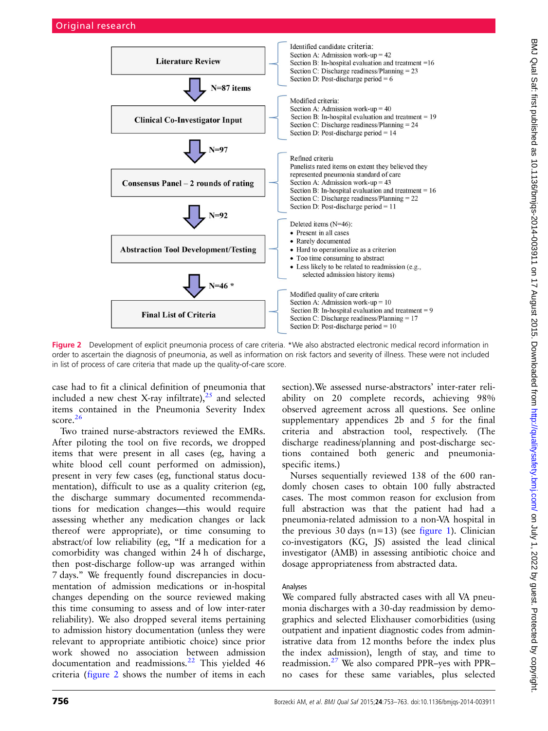| Step | Items | Details |
|---|---|---|
| **Literature Review** | N=87 items | Identified candidate criteria: Section A: Admission work-up = 42; Section B: In-hospital evaluation and treatment =16; Section C: Discharge readiness/Planning = 23; Section D: Post-discharge period = 6 |
| **Clinical Co-Investigator Input** | N=97 | Modified criteria: Section A: Admission work-up = 40; Section B: In-hospital evaluation and treatment = 19; Section C: Discharge readiness/Planning = 24; Section D: Post-discharge period = 14 |
| **Consensus Panel – 2 rounds of rating** | N=92 | Refined criteria. Panelists rated items on extent they believed they represented pneumonia standard of care. Section A: Admission work-up = 43; Section B: In-hospital evaluation and treatment = 16; Section C: Discharge readiness/Planning = 22; Section D: Post-discharge period = 11 |
| **Abstraction Tool Development/Testing** | N=46 * | Deleted items (N=46): Present in all cases; Rarely documented; Hard to operationalize as a criterion; Too time consuming to abstract; Less likely to be related to readmission (e.g., selected admission history items) |
| **Final List of Criteria** | | Modified quality of care criteria: Section A: Admission work-up = 10; Section B: In-hospital evaluation and treatment = 9; Section C: Discharge readiness/Planning = 17; Section D: Post-discharge period = 10 |

**Figure 2** Development of explicit pneumonia process of care criteria. *We also abstracted electronic medical record information in order to ascertain the diagnosis of pneumonia, as well as information on risk factors and severity of illness. These were not included in list of process of care criteria that made up the quality-of-care score.

case had to fit a clinical definition of pneumonia that included a new chest X-ray infiltrate),[25] and selected items contained in the Pneumonia Severity Index score.[26]

Two trained nurse-abstractors reviewed the EMRs. After piloting the tool on five records, we dropped items that were present in all cases (eg, having a white blood cell count performed on admission), present in very few cases (eg, functional status documentation), difficult to use as a quality criterion (eg, the discharge summary documented recommendations for medication changes—this would require assessing whether any medication changes or lack thereof were appropriate), or time consuming to abstract/of low reliability (eg, "If a medication for a comorbidity was changed within 24 h of discharge, then post-discharge follow-up was arranged within 7 days." We frequently found discrepancies in documentation of admission medications or in-hospital changes depending on the source reviewed making this time consuming to assess and of low inter-rater reliability). We also dropped several items pertaining to admission history documentation (unless they were relevant to appropriate antibiotic choice) since prior work showed no association between admission documentation and readmissions.[22] This yielded 46 criteria (figure 2 shows the number of items in each section).We assessed nurse-abstractors' inter-rater reliability on 20 complete records, achieving 98% observed agreement across all questions. See online supplementary appendices 2b and 5 for the final criteria and abstraction tool, respectively. (The discharge readiness/planning and post-discharge sections contained both generic and pneumonia-specific items.)

Nurses sequentially reviewed 138 of the 600 randomly chosen cases to obtain 100 fully abstracted cases. The most common reason for exclusion from full abstraction was that the patient had had a pneumonia-related admission to a non-VA hospital in the previous 30 days (n=13) (see figure 1). Clinician co-investigators (KG, JS) assisted the lead clinical investigator (AMB) in assessing antibiotic choice and dosage appropriateness from abstracted data.

### Analyses

We compared fully abstracted cases with all VA pneumonia discharges with a 30-day readmission by demographics and selected Elixhauser comorbidities (using outpatient and inpatient diagnostic codes from administrative data from 12 months before the index plus the index admission), length of stay, and time to readmission.[27] We also compared PPR–yes with PPR–no cases for these same variables, plus selected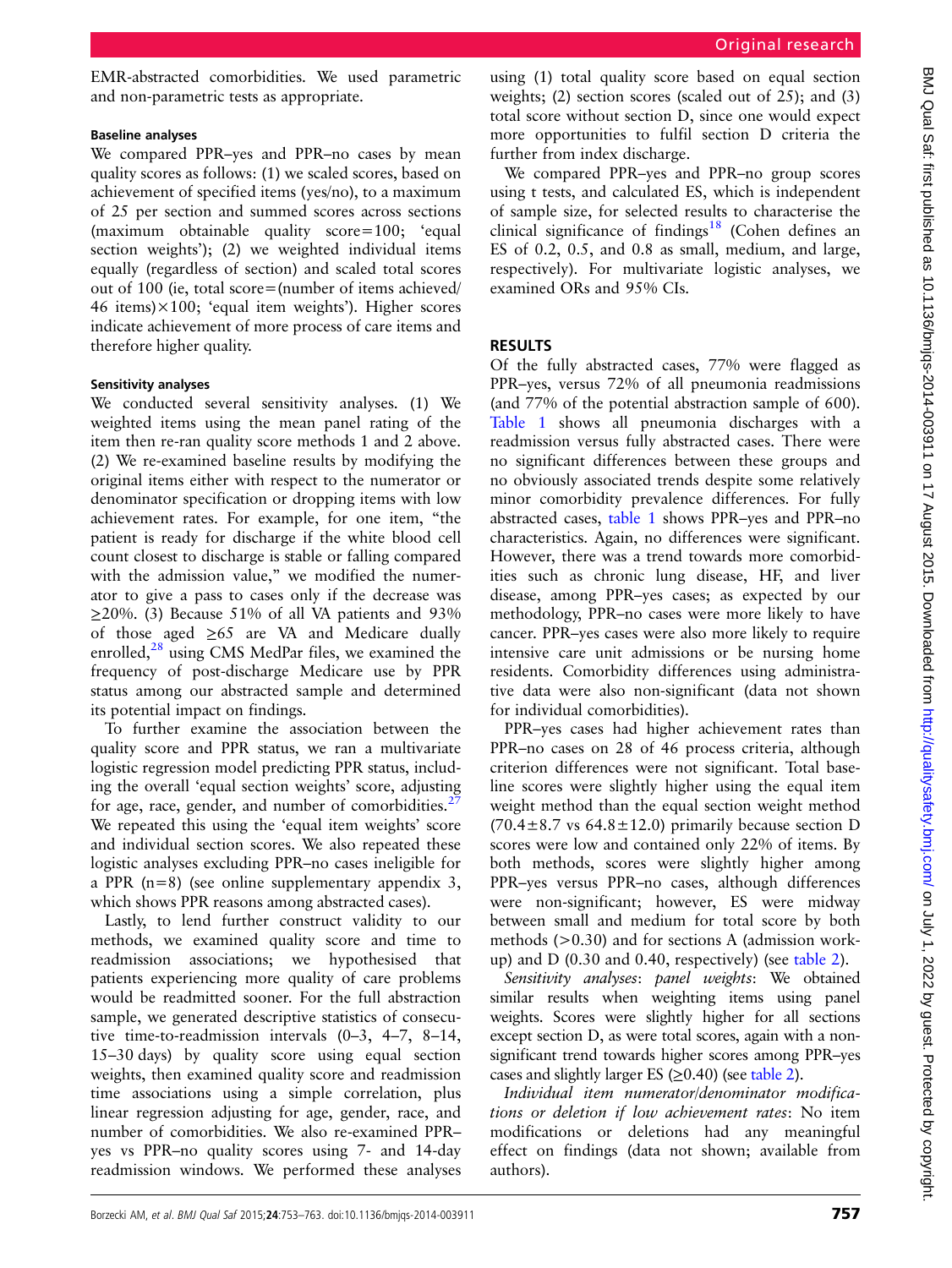EMR-abstracted comorbidities. We used parametric and non-parametric tests as appropriate.

#### Baseline analyses

We compared PPR–yes and PPR–no cases by mean quality scores as follows: (1) we scaled scores, based on achievement of specified items (yes/no), to a maximum of 25 per section and summed scores across sections (maximum obtainable quality score=100; 'equal section weights'); (2) we weighted individual items equally (regardless of section) and scaled total scores out of 100 (ie, total score=(number of items achieved/46 items)×100; 'equal item weights'). Higher scores indicate achievement of more process of care items and therefore higher quality.

#### Sensitivity analyses

We conducted several sensitivity analyses. (1) We weighted items using the mean panel rating of the item then re-ran quality score methods 1 and 2 above. (2) We re-examined baseline results by modifying the original items either with respect to the numerator or denominator specification or dropping items with low achievement rates. For example, for one item, "the patient is ready for discharge if the white blood cell count closest to discharge is stable or falling compared with the admission value," we modified the numerator to give a pass to cases only if the decrease was ≥20%. (3) Because 51% of all VA patients and 93% of those aged ≥65 are VA and Medicare dually enrolled,[28] using CMS MedPar files, we examined the frequency of post-discharge Medicare use by PPR status among our abstracted sample and determined its potential impact on findings.

To further examine the association between the quality score and PPR status, we ran a multivariate logistic regression model predicting PPR status, including the overall 'equal section weights' score, adjusting for age, race, gender, and number of comorbidities.[27] We repeated this using the 'equal item weights' score and individual section scores. We also repeated these logistic analyses excluding PPR–no cases ineligible for a PPR (n=8) (see online supplementary appendix 3, which shows PPR reasons among abstracted cases).

Lastly, to lend further construct validity to our methods, we examined quality score and time to readmission associations; we hypothesised that patients experiencing more quality of care problems would be readmitted sooner. For the full abstraction sample, we generated descriptive statistics of consecutive time-to-readmission intervals (0–3, 4–7, 8–14, 15–30 days) by quality score using equal section weights, then examined quality score and readmission time associations using a simple correlation, plus linear regression adjusting for age, gender, race, and number of comorbidities. We also re-examined PPR–yes vs PPR–no quality scores using 7- and 14-day readmission windows. We performed these analyses using (1) total quality score based on equal section weights; (2) section scores (scaled out of 25); and (3) total score without section D, since one would expect more opportunities to fulfil section D criteria the further from index discharge.

We compared PPR–yes and PPR–no group scores using t tests, and calculated ES, which is independent of sample size, for selected results to characterise the clinical significance of findings[18] (Cohen defines an ES of 0.2, 0.5, and 0.8 as small, medium, and large, respectively). For multivariate logistic analyses, we examined ORs and 95% CIs.

## RESULTS

Of the fully abstracted cases, 77% were flagged as PPR–yes, versus 72% of all pneumonia readmissions (and 77% of the potential abstraction sample of 600). Table 1 shows all pneumonia discharges with a readmission versus fully abstracted cases. There were no significant differences between these groups and no obviously associated trends despite some relatively minor comorbidity prevalence differences. For fully abstracted cases, table 1 shows PPR–yes and PPR–no characteristics. Again, no differences were significant. However, there was a trend towards more comorbidities such as chronic lung disease, HF, and liver disease, among PPR–yes cases; as expected by our methodology, PPR–no cases were more likely to have cancer. PPR–yes cases were also more likely to require intensive care unit admissions or be nursing home residents. Comorbidity differences using administrative data were also non-significant (data not shown for individual comorbidities).

PPR–yes cases had higher achievement rates than PPR–no cases on 28 of 46 process criteria, although criterion differences were not significant. Total baseline scores were slightly higher using the equal item weight method than the equal section weight method (70.4±8.7 vs 64.8±12.0) primarily because section D scores were low and contained only 22% of items. By both methods, scores were slightly higher among PPR–yes versus PPR–no cases, although differences were non-significant; however, ES were midway between small and medium for total score by both methods (>0.30) and for sections A (admission work-up) and D (0.30 and 0.40, respectively) (see table 2).

*Sensitivity analyses*: *panel weights*: We obtained similar results when weighting items using panel weights. Scores were slightly higher for all sections except section D, as were total scores, again with a non-significant trend towards higher scores among PPR–yes cases and slightly larger ES (≥0.40) (see table 2).

*Individual item numerator/denominator modifications or deletion if low achievement rates*: No item modifications or deletions had any meaningful effect on findings (data not shown; available from authors).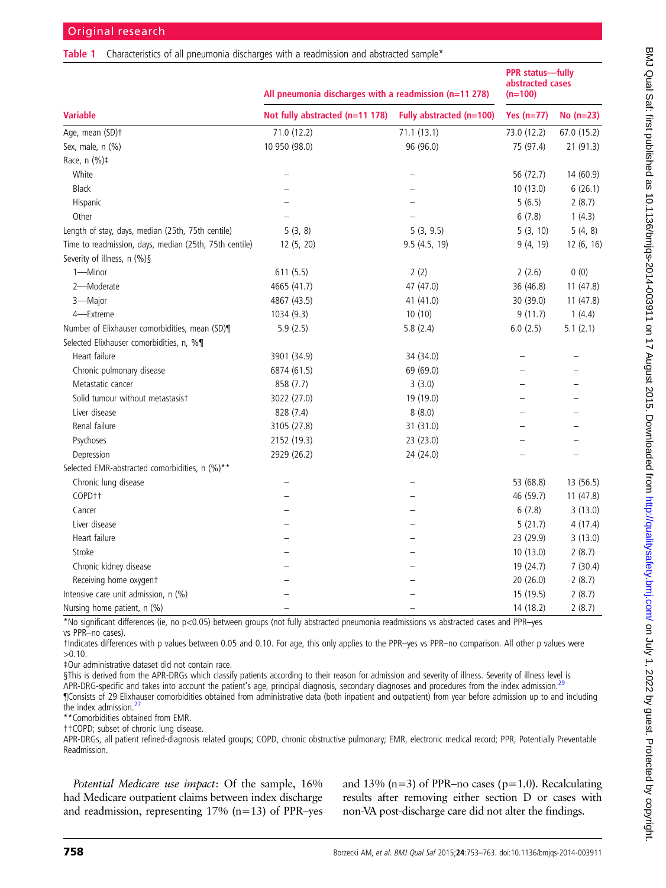**Table 1** Characteristics of all pneumonia discharges with a readmission and abstracted sample*

| | All pneumonia discharges with a readmission (n=11 278) | | PPR status—fully abstracted cases (n=100) | |
|---|---|---|---|---|
| **Variable** | **Not fully abstracted (n=11 178)** | **Fully abstracted (n=100)** | **Yes (n=77)** | **No (n=23)** |
| Age, mean (SD)† | 71.0 (12.2) | 71.1 (13.1) | 73.0 (12.2) | 67.0 (15.2) |
| Sex, male, n (%) | 10 950 (98.0) | 96 (96.0) | 75 (97.4) | 21 (91.3) |
| Race, n (%)‡ | | | | |
| White | – | – | 56 (72.7) | 14 (60.9) |
| Black | – | – | 10 (13.0) | 6 (26.1) |
| Hispanic | – | – | 5 (6.5) | 2 (8.7) |
| Other | – | – | 6 (7.8) | 1 (4.3) |
| Length of stay, days, median (25th, 75th centile) | 5 (3, 8) | 5 (3, 9.5) | 5 (3, 10) | 5 (4, 8) |
| Time to readmission, days, median (25th, 75th centile) | 12 (5, 20) | 9.5 (4.5, 19) | 9 (4, 19) | 12 (6, 16) |
| Severity of illness, n (%)§ | | | | |
| 1—Minor | 611 (5.5) | 2 (2) | 2 (2.6) | 0 (0) |
| 2—Moderate | 4665 (41.7) | 47 (47.0) | 36 (46.8) | 11 (47.8) |
| 3—Major | 4867 (43.5) | 41 (41.0) | 30 (39.0) | 11 (47.8) |
| 4—Extreme | 1034 (9.3) | 10 (10) | 9 (11.7) | 1 (4.4) |
| Number of Elixhauser comorbidities, mean (SD)¶ | 5.9 (2.5) | 5.8 (2.4) | 6.0 (2.5) | 5.1 (2.1) |
| Selected Elixhauser comorbidities, n, %¶ | | | | |
| Heart failure | 3901 (34.9) | 34 (34.0) | – | – |
| Chronic pulmonary disease | 6874 (61.5) | 69 (69.0) | – | – |
| Metastatic cancer | 858 (7.7) | 3 (3.0) | – | – |
| Solid tumour without metastasis† | 3022 (27.0) | 19 (19.0) | – | – |
| Liver disease | 828 (7.4) | 8 (8.0) | – | – |
| Renal failure | 3105 (27.8) | 31 (31.0) | – | – |
| Psychoses | 2152 (19.3) | 23 (23.0) | – | – |
| Depression | 2929 (26.2) | 24 (24.0) | – | – |
| Selected EMR-abstracted comorbidities, n (%)** | | | | |
| Chronic lung disease | – | – | 53 (68.8) | 13 (56.5) |
| COPD†† | – | – | 46 (59.7) | 11 (47.8) |
| Cancer | – | – | 6 (7.8) | 3 (13.0) |
| Liver disease | – | – | 5 (21.7) | 4 (17.4) |
| Heart failure | – | – | 23 (29.9) | 3 (13.0) |
| Stroke | – | – | 10 (13.0) | 2 (8.7) |
| Chronic kidney disease | – | – | 19 (24.7) | 7 (30.4) |
| Receiving home oxygen† | – | – | 20 (26.0) | 2 (8.7) |
| Intensive care unit admission, n (%) | – | – | 15 (19.5) | 2 (8.7) |
| Nursing home patient, n (%) | – | – | 14 (18.2) | 2 (8.7) |

*No significant differences (ie, no p<0.05) between groups (not fully abstracted pneumonia readmissions vs abstracted cases and PPR–yes vs PPR–no cases).
†Indicates differences with p values between 0.05 and 0.10. For age, this only applies to the PPR–yes vs PPR–no comparison. All other p values were >0.10.
‡Our administrative dataset did not contain race.
§This is derived from the APR-DRGs which classify patients according to their reason for admission and severity of illness. Severity of illness level is APR-DRG-specific and takes into account the patient's age, principal diagnosis, secondary diagnoses and procedures from the index admission.[29]
¶Consists of 29 Elixhauser comorbidities obtained from administrative data (both inpatient and outpatient) from year before admission up to and including the index admission.[27]
**Comorbidities obtained from EMR.
††COPD; subset of chronic lung disease.
APR-DRGs, all patient refined-diagnosis related groups; COPD, chronic obstructive pulmonary; EMR, electronic medical record; PPR, Potentially Preventable Readmission.

*Potential Medicare use impact*: Of the sample, 16% had Medicare outpatient claims between index discharge and readmission, representing 17% (n=13) of PPR–yes and 13% (n=3) of PPR–no cases (p=1.0). Recalculating results after removing either section D or cases with non-VA post-discharge care did not alter the findings.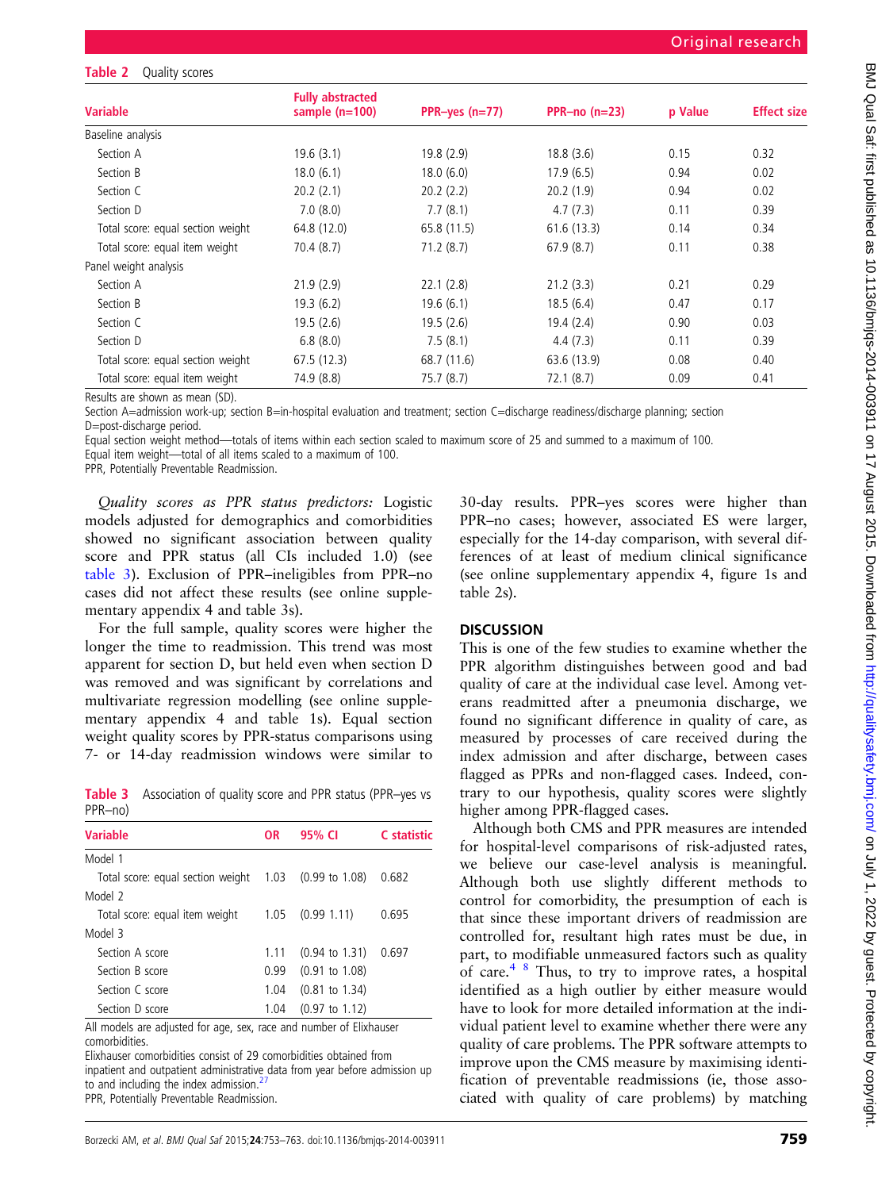**Table 2** Quality scores

| Variable | Fully abstracted sample (n=100) | PPR–yes (n=77) | PPR–no (n=23) | p Value | Effect size |
|---|---|---|---|---|---|
| Baseline analysis | | | | | |
| Section A | 19.6 (3.1) | 19.8 (2.9) | 18.8 (3.6) | 0.15 | 0.32 |
| Section B | 18.0 (6.1) | 18.0 (6.0) | 17.9 (6.5) | 0.94 | 0.02 |
| Section C | 20.2 (2.1) | 20.2 (2.2) | 20.2 (1.9) | 0.94 | 0.02 |
| Section D | 7.0 (8.0) | 7.7 (8.1) | 4.7 (7.3) | 0.11 | 0.39 |
| Total score: equal section weight | 64.8 (12.0) | 65.8 (11.5) | 61.6 (13.3) | 0.14 | 0.34 |
| Total score: equal item weight | 70.4 (8.7) | 71.2 (8.7) | 67.9 (8.7) | 0.11 | 0.38 |
| Panel weight analysis | | | | | |
| Section A | 21.9 (2.9) | 22.1 (2.8) | 21.2 (3.3) | 0.21 | 0.29 |
| Section B | 19.3 (6.2) | 19.6 (6.1) | 18.5 (6.4) | 0.47 | 0.17 |
| Section C | 19.5 (2.6) | 19.5 (2.6) | 19.4 (2.4) | 0.90 | 0.03 |
| Section D | 6.8 (8.0) | 7.5 (8.1) | 4.4 (7.3) | 0.11 | 0.39 |
| Total score: equal section weight | 67.5 (12.3) | 68.7 (11.6) | 63.6 (13.9) | 0.08 | 0.40 |
| Total score: equal item weight | 74.9 (8.8) | 75.7 (8.7) | 72.1 (8.7) | 0.09 | 0.41 |

Results are shown as mean (SD).
Section A=admission work-up; section B=in-hospital evaluation and treatment; section C=discharge readiness/discharge planning; section D=post-discharge period.
Equal section weight method—totals of items within each section scaled to maximum score of 25 and summed to a maximum of 100.
Equal item weight—total of all items scaled to a maximum of 100.
PPR, Potentially Preventable Readmission.

*Quality scores as PPR status predictors:* Logistic models adjusted for demographics and comorbidities showed no significant association between quality score and PPR status (all CIs included 1.0) (see table 3). Exclusion of PPR–ineligibles from PPR–no cases did not affect these results (see online supplementary appendix 4 and table 3s).

For the full sample, quality scores were higher the longer the time to readmission. This trend was most apparent for section D, but held even when section D was removed and was significant by correlations and multivariate regression modelling (see online supplementary appendix 4 and table 1s). Equal section weight quality scores by PPR-status comparisons using 7- or 14-day readmission windows were similar to 30-day results. PPR–yes scores were higher than PPR–no cases; however, associated ES were larger, especially for the 14-day comparison, with several differences of at least of medium clinical significance (see online supplementary appendix 4, figure 1s and table 2s).

**Table 3** Association of quality score and PPR status (PPR–yes vs PPR–no)

| Variable | OR | 95% CI | C statistic |
|---|---|---|---|
| Model 1 | | | |
| Total score: equal section weight | 1.03 | (0.99 to 1.08) | 0.682 |
| Model 2 | | | |
| Total score: equal item weight | 1.05 | (0.99 1.11) | 0.695 |
| Model 3 | | | |
| Section A score | 1.11 | (0.94 to 1.31) | 0.697 |
| Section B score | 0.99 | (0.91 to 1.08) | |
| Section C score | 1.04 | (0.81 to 1.34) | |
| Section D score | 1.04 | (0.97 to 1.12) | |

All models are adjusted for age, sex, race and number of Elixhauser comorbidities.
Elixhauser comorbidities consist of 29 comorbidities obtained from inpatient and outpatient administrative data from year before admission up to and including the index admission.[27]
PPR, Potentially Preventable Readmission.

## DISCUSSION

This is one of the few studies to examine whether the PPR algorithm distinguishes between good and bad quality of care at the individual case level. Among veterans readmitted after a pneumonia discharge, we found no significant difference in quality of care, as measured by processes of care received during the index admission and after discharge, between cases flagged as PPRs and non-flagged cases. Indeed, contrary to our hypothesis, quality scores were slightly higher among PPR-flagged cases.

Although both CMS and PPR measures are intended for hospital-level comparisons of risk-adjusted rates, we believe our case-level analysis is meaningful. Although both use slightly different methods to control for comorbidity, the presumption of each is that since these important drivers of readmission are controlled for, resultant high rates must be due, in part, to modifiable unmeasured factors such as quality of care.[4,8] Thus, to try to improve rates, a hospital identified as a high outlier by either measure would have to look for more detailed information at the individual patient level to examine whether there were any quality of care problems. The PPR software attempts to improve upon the CMS measure by maximising identification of preventable readmissions (ie, those associated with quality of care problems) by matching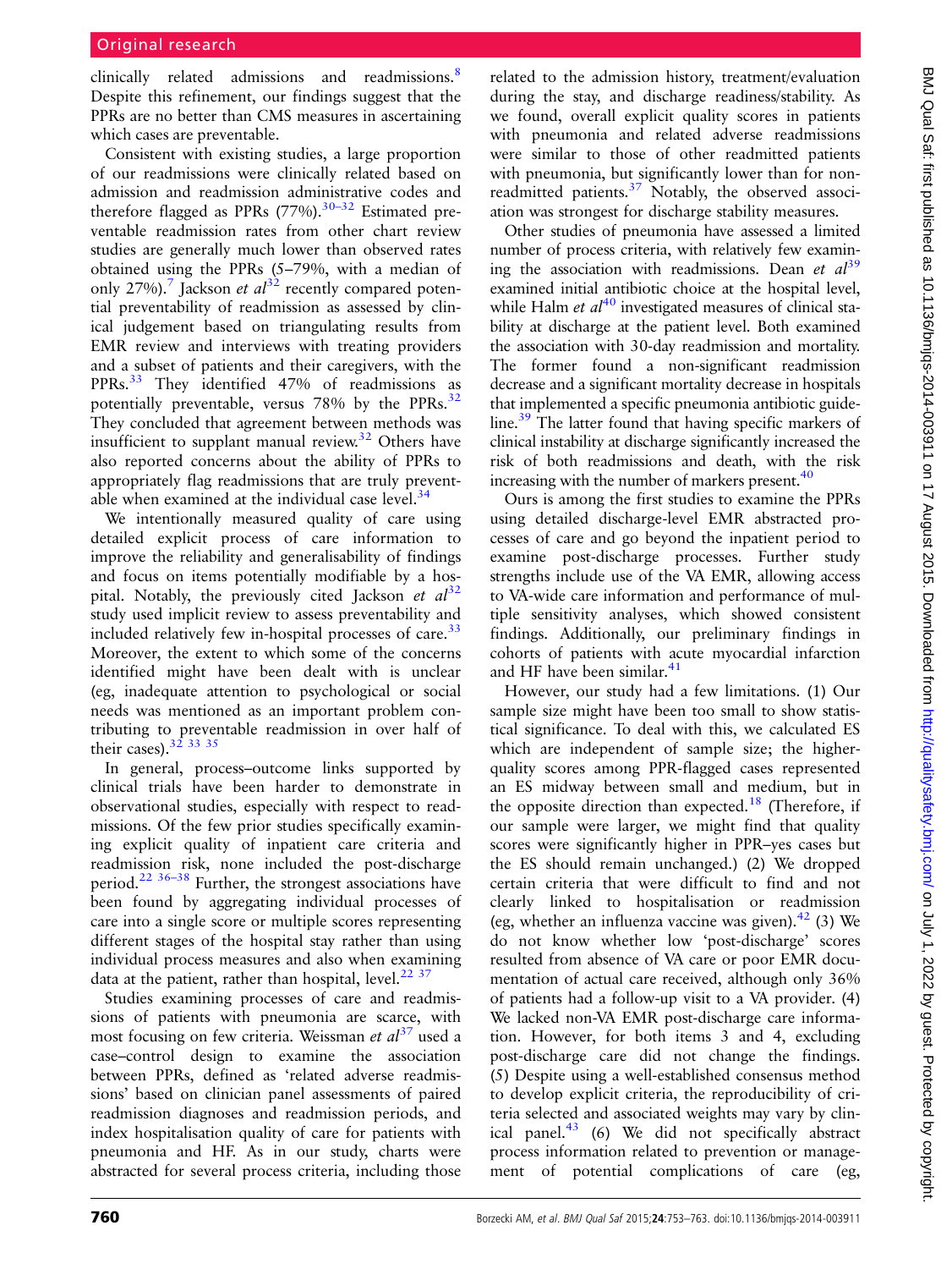clinically related admissions and readmissions.[8] Despite this refinement, our findings suggest that the PPRs are no better than CMS measures in ascertaining which cases are preventable.

Consistent with existing studies, a large proportion of our readmissions were clinically related based on admission and readmission administrative codes and therefore flagged as PPRs (77%).[30–32] Estimated preventable readmission rates from other chart review studies are generally much lower than observed rates obtained using the PPRs (5–79%, with a median of only 27%).[7] Jackson *et al*[32] recently compared potential preventability of readmission as assessed by clinical judgement based on triangulating results from EMR review and interviews with treating providers and a subset of patients and their caregivers, with the PPRs.[33] They identified 47% of readmissions as potentially preventable, versus 78% by the PPRs.[32] They concluded that agreement between methods was insufficient to supplant manual review.[32] Others have also reported concerns about the ability of PPRs to appropriately flag readmissions that are truly preventable when examined at the individual case level.[34]

We intentionally measured quality of care using detailed explicit process of care information to improve the reliability and generalisability of findings and focus on items potentially modifiable by a hospital. Notably, the previously cited Jackson *et al*[32] study used implicit review to assess preventability and included relatively few in-hospital processes of care.[33] Moreover, the extent to which some of the concerns identified might have been dealt with is unclear (eg, inadequate attention to psychological or social needs was mentioned as an important problem contributing to preventable readmission in over half of their cases).[32 33 35]

In general, process–outcome links supported by clinical trials have been harder to demonstrate in observational studies, especially with respect to readmissions. Of the few prior studies specifically examining explicit quality of inpatient care criteria and readmission risk, none included the post-discharge period.[22 36–38] Further, the strongest associations have been found by aggregating individual processes of care into a single score or multiple scores representing different stages of the hospital stay rather than using individual process measures and also when examining data at the patient, rather than hospital, level.[22 37]

Studies examining processes of care and readmissions of patients with pneumonia are scarce, with most focusing on few criteria. Weissman *et al*[37] used a case–control design to examine the association between PPRs, defined as 'related adverse readmissions' based on clinician panel assessments of paired readmission diagnoses and readmission periods, and index hospitalisation quality of care for patients with pneumonia and HF. As in our study, charts were abstracted for several process criteria, including those related to the admission history, treatment/evaluation during the stay, and discharge readiness/stability. As we found, overall explicit quality scores in patients with pneumonia and related adverse readmissions were similar to those of other readmitted patients with pneumonia, but significantly lower than for non-readmitted patients.[37] Notably, the observed association was strongest for discharge stability measures.

Other studies of pneumonia have assessed a limited number of process criteria, with relatively few examining the association with readmissions. Dean *et al*[39] examined initial antibiotic choice at the hospital level, while Halm *et al*[40] investigated measures of clinical stability at discharge at the patient level. Both examined the association with 30-day readmission and mortality. The former found a non-significant readmission decrease and a significant mortality decrease in hospitals that implemented a specific pneumonia antibiotic guideline.[39] The latter found that having specific markers of clinical instability at discharge significantly increased the risk of both readmissions and death, with the risk increasing with the number of markers present.[40]

Ours is among the first studies to examine the PPRs using detailed discharge-level EMR abstracted processes of care and go beyond the inpatient period to examine post-discharge processes. Further study strengths include use of the VA EMR, allowing access to VA-wide care information and performance of multiple sensitivity analyses, which showed consistent findings. Additionally, our preliminary findings in cohorts of patients with acute myocardial infarction and HF have been similar.[41]

However, our study had a few limitations. (1) Our sample size might have been too small to show statistical significance. To deal with this, we calculated ES which are independent of sample size; the higher-quality scores among PPR-flagged cases represented an ES midway between small and medium, but in the opposite direction than expected.[18] (Therefore, if our sample were larger, we might find that quality scores were significantly higher in PPR–yes cases but the ES should remain unchanged.) (2) We dropped certain criteria that were difficult to find and not clearly linked to hospitalisation or readmission (eg, whether an influenza vaccine was given).[42] (3) We do not know whether low 'post-discharge' scores resulted from absence of VA care or poor EMR documentation of actual care received, although only 36% of patients had a follow-up visit to a VA provider. (4) We lacked non-VA EMR post-discharge care information. However, for both items 3 and 4, excluding post-discharge care did not change the findings. (5) Despite using a well-established consensus method to develop explicit criteria, the reproducibility of criteria selected and associated weights may vary by clinical panel.[43] (6) We did not specifically abstract process information related to prevention or management of potential complications of care (eg,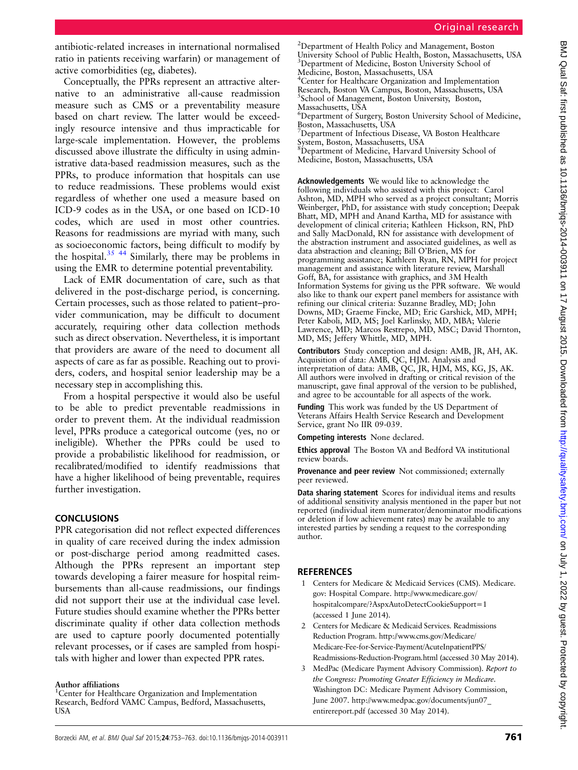antibiotic-related increases in international normalised ratio in patients receiving warfarin) or management of active comorbidities (eg, diabetes).

Conceptually, the PPRs represent an attractive alternative to an administrative all-cause readmission measure such as CMS or a preventability measure based on chart review. The latter would be exceedingly resource intensive and thus impracticable for large-scale implementation. However, the problems discussed above illustrate the difficulty in using administrative data-based readmission measures, such as the PPRs, to produce information that hospitals can use to reduce readmissions. These problems would exist regardless of whether one used a measure based on ICD-9 codes as in the USA, or one based on ICD-10 codes, which are used in most other countries. Reasons for readmissions are myriad with many, such as socioeconomic factors, being difficult to modify by the hospital.[35 44] Similarly, there may be problems in using the EMR to determine potential preventability.

Lack of EMR documentation of care, such as that delivered in the post-discharge period, is concerning. Certain processes, such as those related to patient–provider communication, may be difficult to document accurately, requiring other data collection methods such as direct observation. Nevertheless, it is important that providers are aware of the need to document all aspects of care as far as possible. Reaching out to providers, coders, and hospital senior leadership may be a necessary step in accomplishing this.

From a hospital perspective it would also be useful to be able to predict preventable readmissions in order to prevent them. At the individual readmission level, PPRs produce a categorical outcome (yes, no or ineligible). Whether the PPRs could be used to provide a probabilistic likelihood for readmission, or recalibrated/modified to identify readmissions that have a higher likelihood of being preventable, requires further investigation.

## CONCLUSIONS

PPR categorisation did not reflect expected differences in quality of care received during the index admission or post-discharge period among readmitted cases. Although the PPRs represent an important step towards developing a fairer measure for hospital reimbursements than all-cause readmissions, our findings did not support their use at the individual case level. Future studies should examine whether the PPRs better discriminate quality if other data collection methods are used to capture poorly documented potentially relevant processes, or if cases are sampled from hospitals with higher and lower than expected PPR rates.

**Author affiliations**
[1]Center for Healthcare Organization and Implementation Research, Bedford VAMC Campus, Bedford, Massachusetts, USA
[2]Department of Health Policy and Management, Boston University School of Public Health, Boston, Massachusetts, USA
[3]Department of Medicine, Boston University School of Medicine, Boston, Massachusetts, USA
[4]Center for Healthcare Organization and Implementation Research, Boston VA Campus, Boston, Massachusetts, USA
[5]School of Management, Boston University, Boston, Massachusetts, USA
[6]Department of Surgery, Boston University School of Medicine, Boston, Massachusetts, USA
[7]Department of Infectious Disease, VA Boston Healthcare System, Boston, Massachusetts, USA
[8]Department of Medicine, Harvard University School of Medicine, Boston, Massachusetts, USA

**Acknowledgements** We would like to acknowledge the following individuals who assisted with this project: Carol Ashton, MD, MPH who served as a project consultant; Morris Weinberger, PhD, for assistance with study conception; Deepak Bhatt, MD, MPH and Anand Kartha, MD for assistance with development of clinical criteria; Kathleen Hickson, RN, PhD and Sally MacDonald, RN for assistance with development of the abstraction instrument and associated guidelines, as well as data abstraction and cleaning; Bill O'Brien, MS for programming assistance; Kathleen Ryan, RN, MPH for project management and assistance with literature review, Marshall Goff, BA, for assistance with graphics, and 3M Health Information Systems for giving us the PPR software. We would also like to thank our expert panel members for assistance with refining our clinical criteria: Suzanne Bradley, MD; John Downs, MD; Graeme Fincke, MD; Eric Garshick, MD, MPH; Peter Kaboli, MD, MS; Joel Karlinsky, MD, MBA; Valerie Lawrence, MD; Marcos Restrepo, MD, MSC; David Thornton, MD, MS; Jeffery Whittle, MD, MPH.

**Contributors** Study conception and design: AMB, JR, AH, AK. Acquisition of data: AMB, QC, HJM. Analysis and interpretation of data: AMB, QC, JR, HJM, MS, KG, JS, AK. All authors were involved in drafting or critical revision of the manuscript, gave final approval of the version to be published, and agree to be accountable for all aspects of the work.

**Funding** This work was funded by the US Department of Veterans Affairs Health Service Research and Development Service, grant No IIR 09-039.

**Competing interests** None declared.

**Ethics approval** The Boston VA and Bedford VA institutional review boards.

**Provenance and peer review** Not commissioned; externally peer reviewed.

**Data sharing statement** Scores for individual items and results of additional sensitivity analysis mentioned in the paper but not reported (individual item numerator/denominator modifications or deletion if low achievement rates) may be available to any interested parties by sending a request to the corresponding author.

## REFERENCES

1. Centers for Medicare & Medicaid Services (CMS). Medicare.gov: Hospital Compare. http://www.medicare.gov/hospitalcompare/?AspxAutoDetectCookieSupport=1 (accessed 1 June 2014).
2. Centers for Medicare & Medicaid Services. Readmissions Reduction Program. http://www.cms.gov/Medicare/Medicare-Fee-for-Service-Payment/AcuteInpatientPPS/Readmissions-Reduction-Program.html (accessed 30 May 2014).
3. MedPac (Medicare Payment Advisory Commission). *Report to the Congress: Promoting Greater Efficiency in Medicare*. Washington DC: Medicare Payment Advisory Commission, June 2007. http://www.medpac.gov/documents/jun07_entirereport.pdf (accessed 30 May 2014).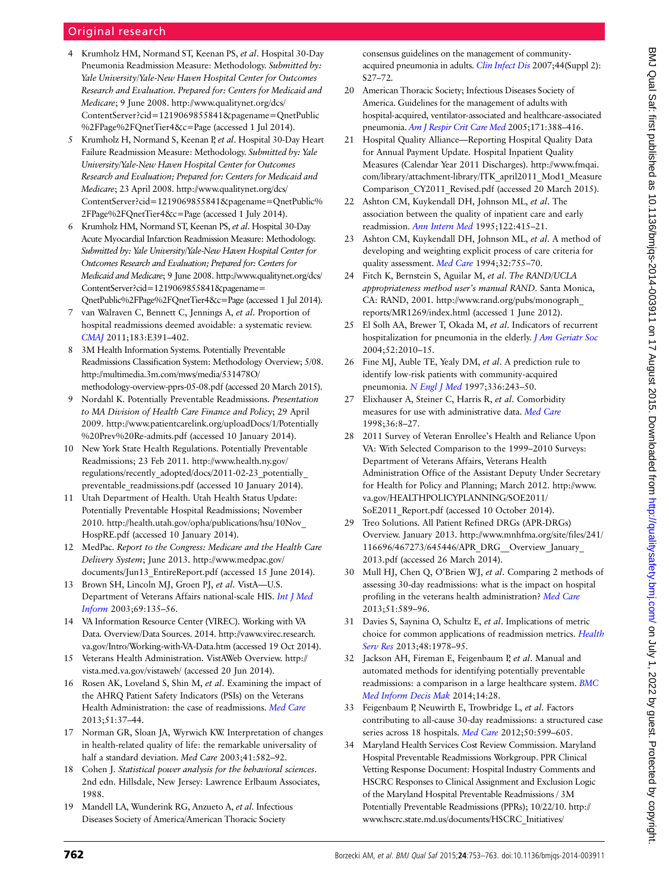4. Krumholz HM, Normand ST, Keenan PS, *et al*. Hospital 30-Day Pneumonia Readmission Measure: Methodology. *Submitted by: Yale University/Yale-New Haven Hospital Center for Outcomes Research and Evaluation. Prepared for: Centers for Medicaid and Medicare*; 9 June 2008. http://www.qualitynet.org/dcs/ContentServer?cid=1219069855841&pagename=QnetPublic%2FPage%2FQnetTier4&c=Page (accessed 1 Jul 2014).
5. Krumholz H, Normand S, Keenan P, *et al*. Hospital 30-Day Heart Failure Readmission Measure: Methodology. *Submitted by: Yale University/Yale-New Haven Hospital Center for Outcomes Research and Evaluation; Prepared for: Centers for Medicaid and Medicare*; 23 April 2008. http://www.qualitynet.org/dcs/ContentServer?cid=1219069855841&pagename=QnetPublic%2FPage%2FQnetTier4&c=Page (accessed 1 July 2014).
6. Krumholz HM, Normand ST, Keenan PS, *et al*. Hospital 30-Day Acute Myocardial Infarction Readmission Measure: Methodology. *Submitted by: Yale University/Yale-New Haven Hospital Center for Outcomes Research and Evaluation; Prepared for: Centers for Medicaid and Medicare*; 9 June 2008. http://www.qualitynet.org/dcs/ContentServer?cid=1219069855841&pagename=QnetPublic%2FPage%2FQnetTier4&c=Page (accessed 1 Jul 2014).
7. van Walraven C, Bennett C, Jennings A, *et al*. Proportion of hospital readmissions deemed avoidable: a systematic review. *CMAJ* 2011;183:E391–402.
8. 3M Health Information Systems. Potentially Preventable Readmissions Classification System: Methodology Overview; 5/08. http://multimedia.3m.com/mws/media/531478O/methodology-overview-pprs-05-08.pdf (accessed 20 March 2015).
9. Nordahl K. Potentially Preventable Readmissions. *Presentation to MA Division of Health Care Finance and Policy*; 29 April 2009. http://www.patientcarelink.org/uploadDocs/1/Potentially%20Prev%20Re-admits.pdf (accessed 10 January 2014).
10. New York State Health Regulations. Potentially Preventable Readmissions; 23 Feb 2011. http://www.health.ny.gov/regulations/recently_adopted/docs/2011-02-23_potentially_preventable_readmissions.pdf (accessed 10 January 2014).
11. Utah Department of Health. Utah Health Status Update: Potentially Preventable Hospital Readmissions; November 2010. http://health.utah.gov/opha/publications/hsu/10Nov_HospRE.pdf (accessed 10 January 2014).
12. MedPac. *Report to the Congress: Medicare and the Health Care Delivery System*; June 2013. http://www.medpac.gov/documents/Jun13_EntireReport.pdf (accessed 15 June 2014).
13. Brown SH, Lincoln MJ, Groen PJ, *et al*. VistA—U.S. Department of Veterans Affairs national-scale HIS. *Int J Med Inform* 2003;69:135–56.
14. VA Information Resource Center (VIREC). Working with VA Data. Overview/Data Sources. 2014. http://vaww.virec.research.va.gov/Intro/Working-with-VA-Data.htm (accessed 19 Oct 2014).
15. Veterans Health Administration. VistAWeb Overview. http://vista.med.va.gov/vistaweb/ (accessed 20 Jun 2014).
16. Rosen AK, Loveland S, Shin M, *et al*. Examining the impact of the AHRQ Patient Safety Indicators (PSIs) on the Veterans Health Administration: the case of readmissions. *Med Care* 2013;51:37–44.
17. Norman GR, Sloan JA, Wyrwich KW. Interpretation of changes in health-related quality of life: the remarkable universality of half a standard deviation. *Med Care* 2003;41:582–92.
18. Cohen J. *Statistical power analysis for the behavioral sciences*. 2nd edn. Hillsdale, New Jersey: Lawrence Erlbaum Associates, 1988.
19. Mandell LA, Wunderink RG, Anzueto A, *et al*. Infectious Diseases Society of America/American Thoracic Society consensus guidelines on the management of community-acquired pneumonia in adults. *Clin Infect Dis* 2007;44(Suppl 2):S27–72.
20. American Thoracic Society; Infectious Diseases Society of America. Guidelines for the management of adults with hospital-acquired, ventilator-associated and healthcare-associated pneumonia. *Am J Respir Crit Care Med* 2005;171:388–416.
21. Hospital Quality Alliance—Reporting Hospital Quality Data for Annual Payment Update. Hospital Inpatient Quality Measures (Calendar Year 2011 Discharges). http://www.fmqai.com/library/attachment-library/ITK_april2011_Mod1_Measure Comparison_CY2011_Revised.pdf (accessed 20 March 2015).
22. Ashton CM, Kuykendall DH, Johnson ML, *et al*. The association between the quality of inpatient care and early readmission. *Ann Intern Med* 1995;122:415–21.
23. Ashton CM, Kuykendall DH, Johnson ML, *et al*. A method of developing and weighting explicit process of care criteria for quality assessment. *Med Care* 1994;32:755–70.
24. Fitch K, Bernstein S, Aguilar M, *et al*. *The RAND/UCLA appropriateness method user's manual RAND*. Santa Monica, CA: RAND, 2001. http://www.rand.org/pubs/monograph_reports/MR1269/index.html (accessed 1 June 2012).
25. El Solh AA, Brewer T, Okada M, *et al*. Indicators of recurrent hospitalization for pneumonia in the elderly. *J Am Geriatr Soc* 2004;52:2010–15.
26. Fine MJ, Auble TE, Yealy DM, *et al*. A prediction rule to identify low-risk patients with community-acquired pneumonia. *N Engl J Med* 1997;336:243–50.
27. Elixhauser A, Steiner C, Harris R, *et al*. Comorbidity measures for use with administrative data. *Med Care* 1998;36:8–27.
28. 2011 Survey of Veteran Enrollee's Health and Reliance Upon VA: With Selected Comparison to the 1999–2010 Surveys: Department of Veterans Affairs, Veterans Health Administration Office of the Assistant Deputy Under Secretary for Health for Policy and Planning; March 2012. http://www.va.gov/HEALTHPOLICYPLANNING/SOE2011/SoE2011_Report.pdf (accessed 10 October 2014).
29. Treo Solutions. All Patient Refined DRGs (APR-DRGs) Overview. January 2013. http://www.mnhfma.org/site/files/241/116696/467273/645446/APR_DRG__Overview_January_2013.pdf (accessed 26 March 2014).
30. Mull HJ, Chen Q, O'Brien WJ, *et al*. Comparing 2 methods of assessing 30-day readmissions: what is the impact on hospital profiling in the veterans health administration? *Med Care* 2013;51:589–96.
31. Davies S, Saynina O, Schultz E, *et al*. Implications of metric choice for common applications of readmission metrics. *Health Serv Res* 2013;48:1978–95.
32. Jackson AH, Fireman E, Feigenbaum P, *et al*. Manual and automated methods for identifying potentially preventable readmissions: a comparison in a large healthcare system. *BMC Med Inform Decis Mak* 2014;14:28.
33. Feigenbaum P, Neuwirth E, Trowbridge L, *et al*. Factors contributing to all-cause 30-day readmissions: a structured case series across 18 hospitals. *Med Care* 2012;50:599–605.
34. Maryland Health Services Cost Review Commission. Maryland Hospital Preventable Readmissions Workgroup. PPR Clinical Vetting Response Document: Hospital Industry Comments and HSCRC Responses to Clinical Assignment and Exclusion Logic of the Maryland Hospital Preventable Readmissions / 3M Potentially Preventable Readmissions (PPRs); 10/22/10. http://www.hscrc.state.md.us/documents/HSCRC_Initiatives/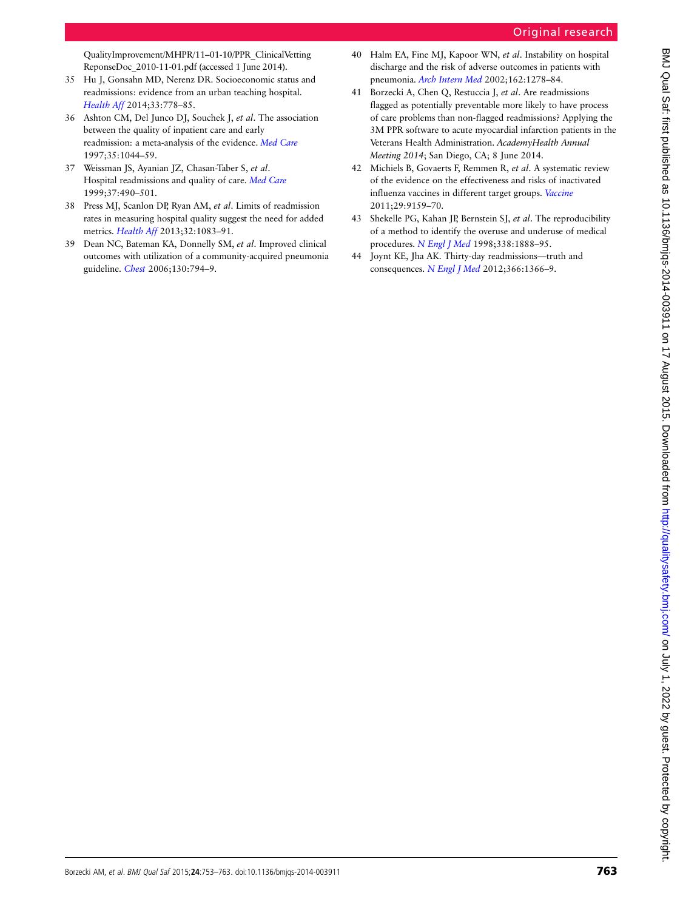QualityImprovement/MHPR/11–01-10/PPR_ClinicalVetting ReponseDoc_2010-11-01.pdf (accessed 1 June 2014).

35 Hu J, Gonsahn MD, Nerenz DR. Socioeconomic status and readmissions: evidence from an urban teaching hospital. *Health Aff* 2014;33:778–85.

36 Ashton CM, Del Junco DJ, Souchek J, *et al*. The association between the quality of inpatient care and early readmission: a meta-analysis of the evidence. *Med Care* 1997;35:1044–59.

37 Weissman JS, Ayanian JZ, Chasan-Taber S, *et al*. Hospital readmissions and quality of care. *Med Care* 1999;37:490–501.

38 Press MJ, Scanlon DP, Ryan AM, *et al*. Limits of readmission rates in measuring hospital quality suggest the need for added metrics. *Health Aff* 2013;32:1083–91.

39 Dean NC, Bateman KA, Donnelly SM, *et al*. Improved clinical outcomes with utilization of a community-acquired pneumonia guideline. *Chest* 2006;130:794–9.

40 Halm EA, Fine MJ, Kapoor WN, *et al*. Instability on hospital discharge and the risk of adverse outcomes in patients with pneumonia. *Arch Intern Med* 2002;162:1278–84.

41 Borzecki A, Chen Q, Restuccia J, *et al*. Are readmissions flagged as potentially preventable more likely to have process of care problems than non-flagged readmissions? Applying the 3M PPR software to acute myocardial infarction patients in the Veterans Health Administration. *AcademyHealth Annual Meeting 2014*; San Diego, CA; 8 June 2014.

42 Michiels B, Govaerts F, Remmen R, *et al*. A systematic review of the evidence on the effectiveness and risks of inactivated influenza vaccines in different target groups. *Vaccine* 2011;29:9159–70.

43 Shekelle PG, Kahan JP, Bernstein SJ, *et al*. The reproducibility of a method to identify the overuse and underuse of medical procedures. *N Engl J Med* 1998;338:1888–95.

44 Joynt KE, Jha AK. Thirty-day readmissions—truth and consequences. *N Engl J Med* 2012;366:1366–9.